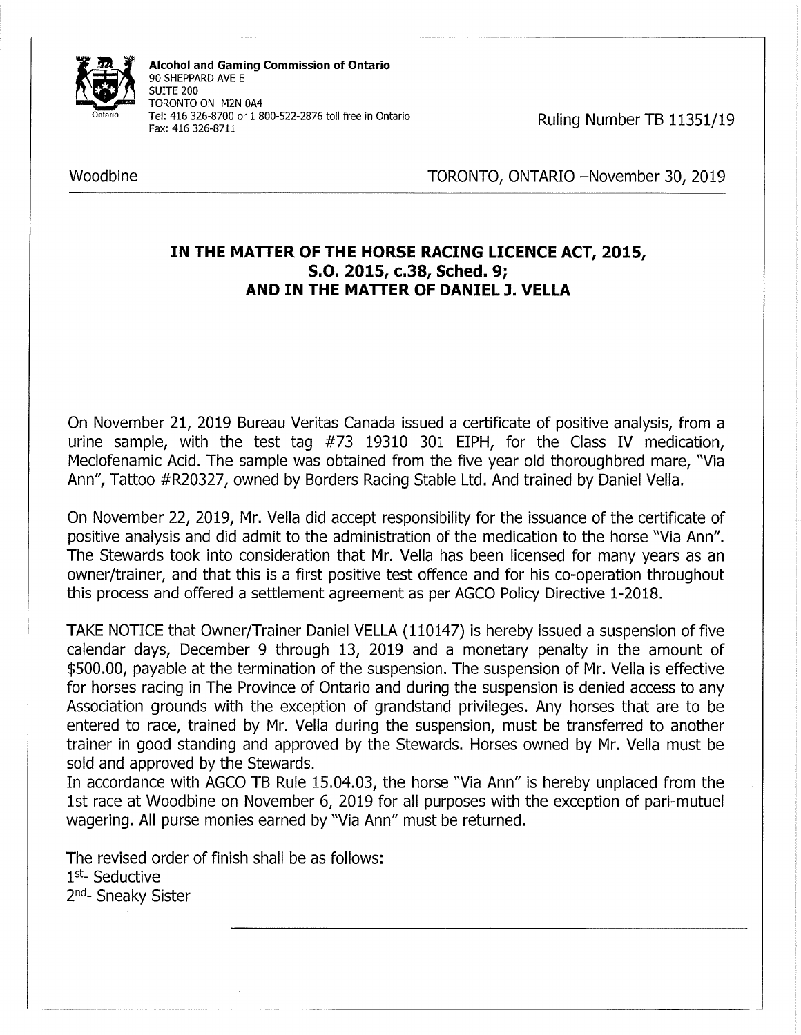**Alcohol and Gaming Commission of Ontario**
90 SHEPPARD AVE E
SUITE 200
TORONTO ON M2N 0A4
Tel: 416 326-8700 or 1 800-522-2876 toll free in Ontario
Fax: 416 326-8711

Ruling Number TB 11351/19

Woodbine

TORONTO, ONTARIO –November 30, 2019

**IN THE MATTER OF THE HORSE RACING LICENCE ACT, 2015, S.O. 2015, c.38, Sched. 9; AND IN THE MATTER OF DANIEL J. VELLA**

On November 21, 2019 Bureau Veritas Canada issued a certificate of positive analysis, from a urine sample, with the test tag #73 19310 301 EIPH, for the Class IV medication, Meclofenamic Acid. The sample was obtained from the five year old thoroughbred mare, "Via Ann", Tattoo #R20327, owned by Borders Racing Stable Ltd. And trained by Daniel Vella.

On November 22, 2019, Mr. Vella did accept responsibility for the issuance of the certificate of positive analysis and did admit to the administration of the medication to the horse "Via Ann". The Stewards took into consideration that Mr. Vella has been licensed for many years as an owner/trainer, and that this is a first positive test offence and for his co-operation throughout this process and offered a settlement agreement as per AGCO Policy Directive 1-2018.

TAKE NOTICE that Owner/Trainer Daniel VELLA (110147) is hereby issued a suspension of five calendar days, December 9 through 13, 2019 and a monetary penalty in the amount of $500.00, payable at the termination of the suspension. The suspension of Mr. Vella is effective for horses racing in The Province of Ontario and during the suspension is denied access to any Association grounds with the exception of grandstand privileges. Any horses that are to be entered to race, trained by Mr. Vella during the suspension, must be transferred to another trainer in good standing and approved by the Stewards. Horses owned by Mr. Vella must be sold and approved by the Stewards.
In accordance with AGCO TB Rule 15.04.03, the horse "Via Ann" is hereby unplaced from the 1st race at Woodbine on November 6, 2019 for all purposes with the exception of pari-mutuel wagering. All purse monies earned by "Via Ann" must be returned.

The revised order of finish shall be as follows:
1st- Seductive
2nd- Sneaky Sister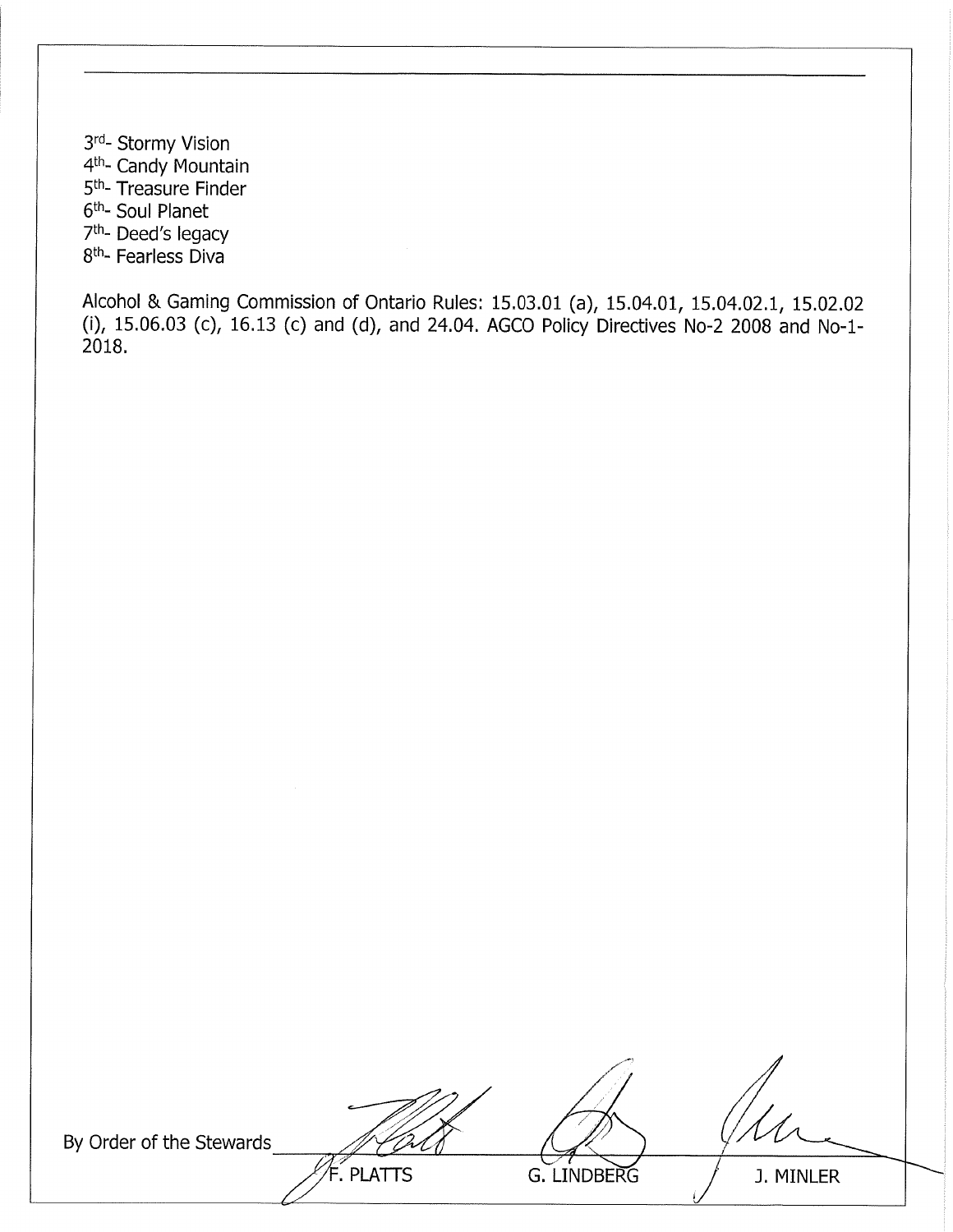3rd- Stormy Vision
4th- Candy Mountain
5th- Treasure Finder
6th- Soul Planet
7th- Deed's legacy
8th- Fearless Diva

Alcohol & Gaming Commission of Ontario Rules: 15.03.01 (a), 15.04.01, 15.04.02.1, 15.02.02 (i), 15.06.03 (c), 16.13 (c) and (d), and 24.04. AGCO Policy Directives No-2 2008 and No-1-2018.

By Order of the Stewards

F. PLATTS G. LINDBERG J. MINLER